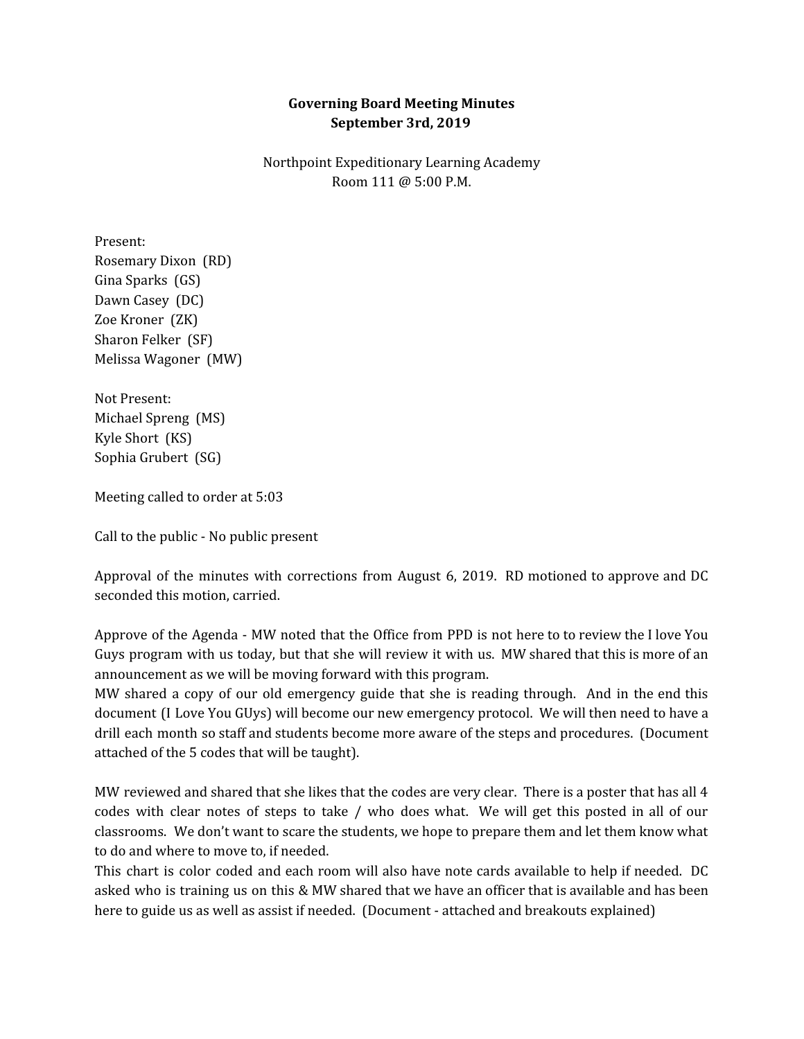**Governing Board Meeting Minutes**
**September 3rd, 2019**

Northpoint Expeditionary Learning Academy
Room 111 @ 5:00 P.M.

Present:
Rosemary Dixon (RD)
Gina Sparks (GS)
Dawn Casey (DC)
Zoe Kroner (ZK)
Sharon Felker (SF)
Melissa Wagoner (MW)

Not Present:
Michael Spreng (MS)
Kyle Short (KS)
Sophia Grubert (SG)

Meeting called to order at 5:03

Call to the public - No public present

Approval of the minutes with corrections from August 6, 2019. RD motioned to approve and DC seconded this motion, carried.

Approve of the Agenda - MW noted that the Office from PPD is not here to to review the I love You Guys program with us today, but that she will review it with us. MW shared that this is more of an announcement as we will be moving forward with this program.
MW shared a copy of our old emergency guide that she is reading through. And in the end this document (I Love You GUys) will become our new emergency protocol. We will then need to have a drill each month so staff and students become more aware of the steps and procedures. (Document attached of the 5 codes that will be taught).

MW reviewed and shared that she likes that the codes are very clear. There is a poster that has all 4 codes with clear notes of steps to take / who does what. We will get this posted in all of our classrooms. We don't want to scare the students, we hope to prepare them and let them know what to do and where to move to, if needed.
This chart is color coded and each room will also have note cards available to help if needed. DC asked who is training us on this & MW shared that we have an officer that is available and has been here to guide us as well as assist if needed. (Document - attached and breakouts explained)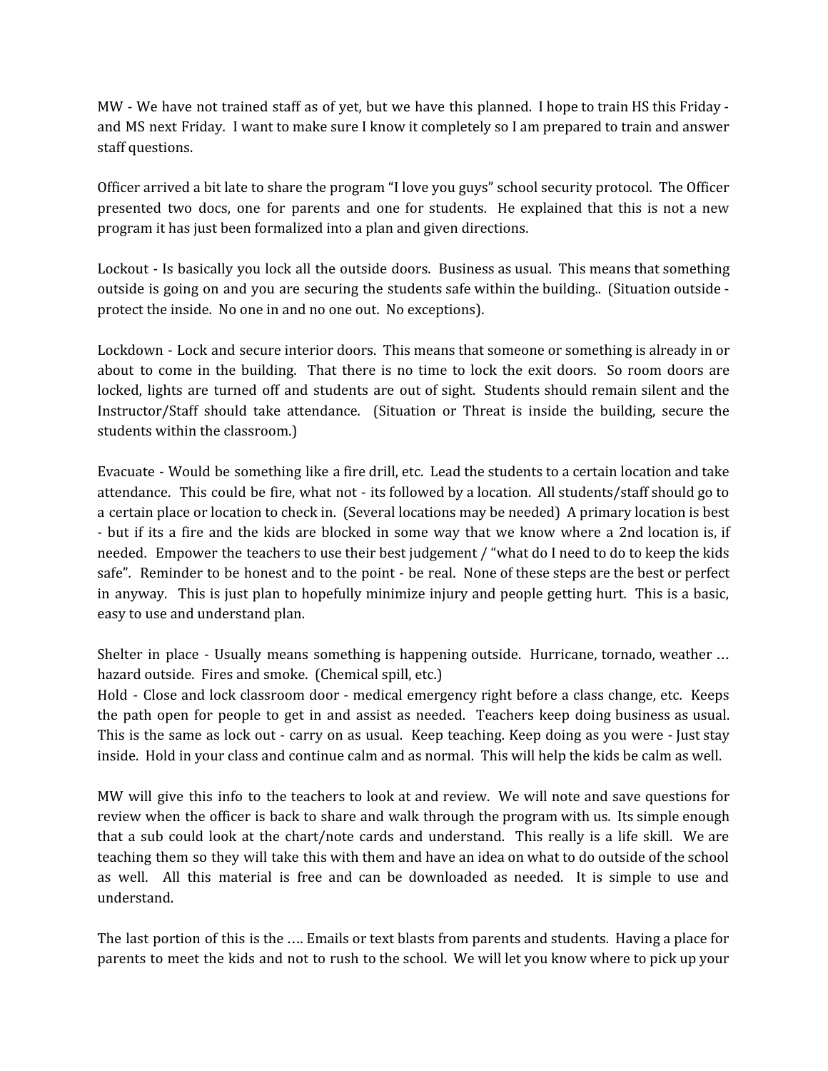MW - We have not trained staff as of yet, but we have this planned. I hope to train HS this Friday - and MS next Friday. I want to make sure I know it completely so I am prepared to train and answer staff questions.

Officer arrived a bit late to share the program "I love you guys" school security protocol. The Officer presented two docs, one for parents and one for students. He explained that this is not a new program it has just been formalized into a plan and given directions.

Lockout - Is basically you lock all the outside doors. Business as usual. This means that something outside is going on and you are securing the students safe within the building.. (Situation outside - protect the inside. No one in and no one out. No exceptions).

Lockdown - Lock and secure interior doors. This means that someone or something is already in or about to come in the building. That there is no time to lock the exit doors. So room doors are locked, lights are turned off and students are out of sight. Students should remain silent and the Instructor/Staff should take attendance. (Situation or Threat is inside the building, secure the students within the classroom.)

Evacuate - Would be something like a fire drill, etc. Lead the students to a certain location and take attendance. This could be fire, what not - its followed by a location. All students/staff should go to a certain place or location to check in. (Several locations may be needed) A primary location is best - but if its a fire and the kids are blocked in some way that we know where a 2nd location is, if needed. Empower the teachers to use their best judgement / "what do I need to do to keep the kids safe". Reminder to be honest and to the point - be real. None of these steps are the best or perfect in anyway. This is just plan to hopefully minimize injury and people getting hurt. This is a basic, easy to use and understand plan.

Shelter in place - Usually means something is happening outside. Hurricane, tornado, weather … hazard outside. Fires and smoke. (Chemical spill, etc.)
Hold - Close and lock classroom door - medical emergency right before a class change, etc. Keeps the path open for people to get in and assist as needed. Teachers keep doing business as usual. This is the same as lock out - carry on as usual. Keep teaching. Keep doing as you were - Just stay inside. Hold in your class and continue calm and as normal. This will help the kids be calm as well.

MW will give this info to the teachers to look at and review. We will note and save questions for review when the officer is back to share and walk through the program with us. Its simple enough that a sub could look at the chart/note cards and understand. This really is a life skill. We are teaching them so they will take this with them and have an idea on what to do outside of the school as well. All this material is free and can be downloaded as needed. It is simple to use and understand.

The last portion of this is the …. Emails or text blasts from parents and students. Having a place for parents to meet the kids and not to rush to the school. We will let you know where to pick up your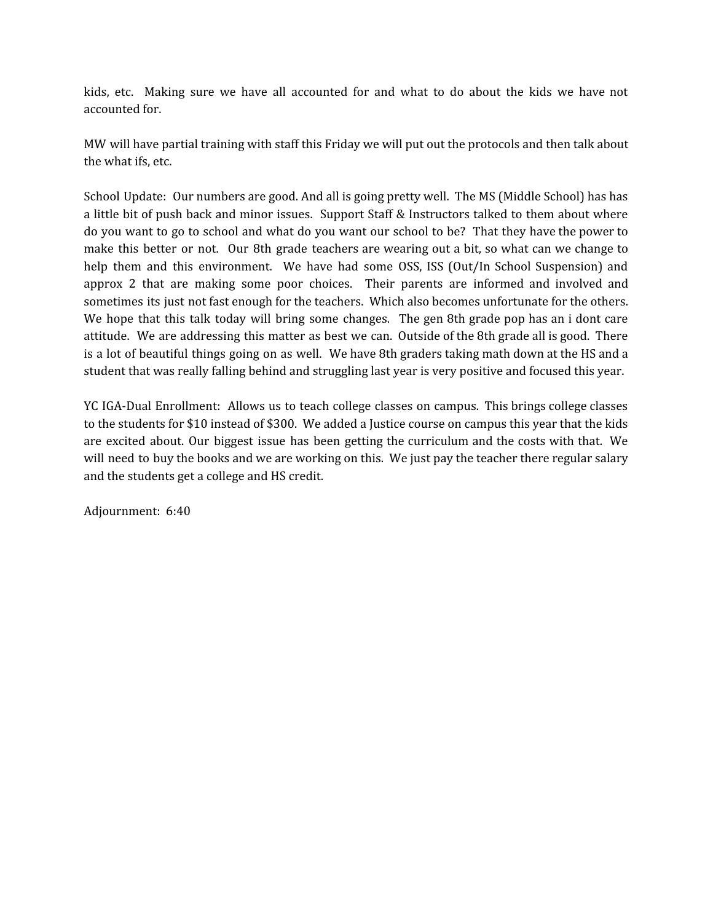kids, etc. Making sure we have all accounted for and what to do about the kids we have not accounted for.

MW will have partial training with staff this Friday we will put out the protocols and then talk about the what ifs, etc.

School Update: Our numbers are good. And all is going pretty well. The MS (Middle School) has has a little bit of push back and minor issues. Support Staff & Instructors talked to them about where do you want to go to school and what do you want our school to be? That they have the power to make this better or not. Our 8th grade teachers are wearing out a bit, so what can we change to help them and this environment. We have had some OSS, ISS (Out/In School Suspension) and approx 2 that are making some poor choices. Their parents are informed and involved and sometimes its just not fast enough for the teachers. Which also becomes unfortunate for the others. We hope that this talk today will bring some changes. The gen 8th grade pop has an i dont care attitude. We are addressing this matter as best we can. Outside of the 8th grade all is good. There is a lot of beautiful things going on as well. We have 8th graders taking math down at the HS and a student that was really falling behind and struggling last year is very positive and focused this year.

YC IGA-Dual Enrollment: Allows us to teach college classes on campus. This brings college classes to the students for $10 instead of $300. We added a Justice course on campus this year that the kids are excited about. Our biggest issue has been getting the curriculum and the costs with that. We will need to buy the books and we are working on this. We just pay the teacher there regular salary and the students get a college and HS credit.

Adjournment: 6:40